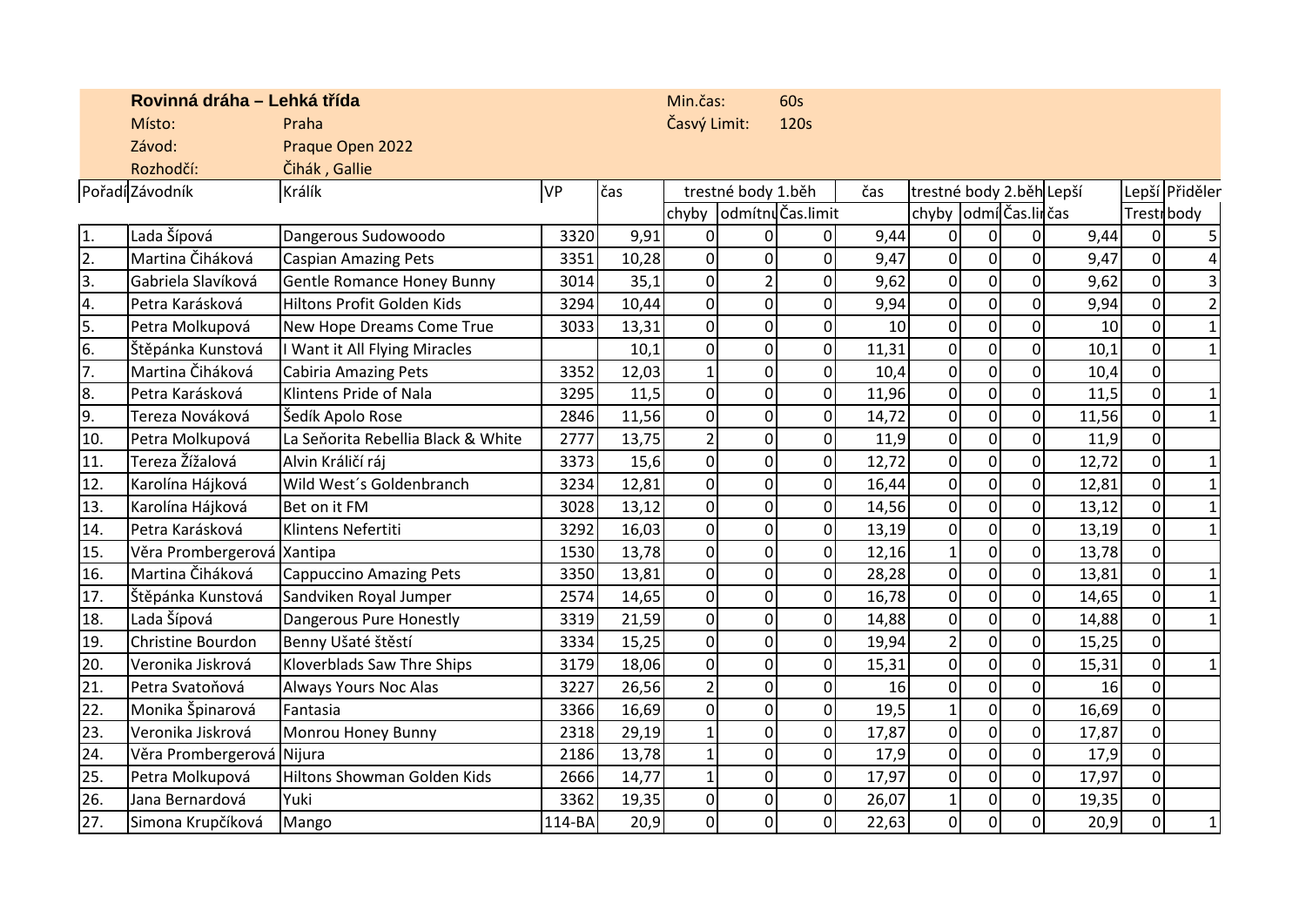**Rovinná dráha – Lehká třída**

Místo: Praha

Závod: Praque Open 2022

Rozhodčí: Čihák , Gallie

Min.čas: 60s

Časový Limit: 120s

| Pořadí | Závodník | Králík | VP | čas | trestné body 1.běh | | | čas | trestné body 2.běh | | | Lepší | Lepší | Přiděler |
|---|---|---|---|---|---|---|---|---|---|---|---|---|---|---|
| | | | | | chyby | odmítnu | Čas.limit | | chyby | odmí | Čas.lir | čas | Trestr | body |
| 1. | Lada Šípová | Dangerous Sudowoodo | 3320 | 9,91 | 0 | 0 | 0 | 9,44 | 0 | 0 | 0 | 9,44 | 0 | 5 |
| 2. | Martina Čiháková | Caspian Amazing Pets | 3351 | 10,28 | 0 | 0 | 0 | 9,47 | 0 | 0 | 0 | 9,47 | 0 | 4 |
| 3. | Gabriela Slavíková | Gentle Romance Honey Bunny | 3014 | 35,1 | 0 | 2 | 0 | 9,62 | 0 | 0 | 0 | 9,62 | 0 | 3 |
| 4. | Petra Karásková | Hiltons Profit Golden Kids | 3294 | 10,44 | 0 | 0 | 0 | 9,94 | 0 | 0 | 0 | 9,94 | 0 | 2 |
| 5. | Petra Molkupová | New Hope Dreams Come True | 3033 | 13,31 | 0 | 0 | 0 | 10 | 0 | 0 | 0 | 10 | 0 | 1 |
| 6. | Štěpánka Kunstová | I Want it All Flying Miracles | | 10,1 | 0 | 0 | 0 | 11,31 | 0 | 0 | 0 | 10,1 | 0 | 1 |
| 7. | Martina Čiháková | Cabiria Amazing Pets | 3352 | 12,03 | 1 | 0 | 0 | 10,4 | 0 | 0 | 0 | 10,4 | 0 | |
| 8. | Petra Karásková | Klintens Pride of Nala | 3295 | 11,5 | 0 | 0 | 0 | 11,96 | 0 | 0 | 0 | 11,5 | 0 | 1 |
| 9. | Tereza Nováková | Šedík Apolo Rose | 2846 | 11,56 | 0 | 0 | 0 | 14,72 | 0 | 0 | 0 | 11,56 | 0 | 1 |
| 10. | Petra Molkupová | La Seňorita Rebellia Black & White | 2777 | 13,75 | 2 | 0 | 0 | 11,9 | 0 | 0 | 0 | 11,9 | 0 | |
| 11. | Tereza Žížalová | Alvin Králičí ráj | 3373 | 15,6 | 0 | 0 | 0 | 12,72 | 0 | 0 | 0 | 12,72 | 0 | 1 |
| 12. | Karolína Hájková | Wild West´s Goldenbranch | 3234 | 12,81 | 0 | 0 | 0 | 16,44 | 0 | 0 | 0 | 12,81 | 0 | 1 |
| 13. | Karolína Hájková | Bet on it FM | 3028 | 13,12 | 0 | 0 | 0 | 14,56 | 0 | 0 | 0 | 13,12 | 0 | 1 |
| 14. | Petra Karásková | Klintens Nefertiti | 3292 | 16,03 | 0 | 0 | 0 | 13,19 | 0 | 0 | 0 | 13,19 | 0 | 1 |
| 15. | Věra Prombergerová | Xantipa | 1530 | 13,78 | 0 | 0 | 0 | 12,16 | 1 | 0 | 0 | 13,78 | 0 | |
| 16. | Martina Čiháková | Cappuccino Amazing Pets | 3350 | 13,81 | 0 | 0 | 0 | 28,28 | 0 | 0 | 0 | 13,81 | 0 | 1 |
| 17. | Štěpánka Kunstová | Sandviken Royal Jumper | 2574 | 14,65 | 0 | 0 | 0 | 16,78 | 0 | 0 | 0 | 14,65 | 0 | 1 |
| 18. | Lada Šípová | Dangerous Pure Honestly | 3319 | 21,59 | 0 | 0 | 0 | 14,88 | 0 | 0 | 0 | 14,88 | 0 | 1 |
| 19. | Christine Bourdon | Benny Ušaté štěstí | 3334 | 15,25 | 0 | 0 | 0 | 19,94 | 2 | 0 | 0 | 15,25 | 0 | |
| 20. | Veronika Jiskrová | Kloverblads Saw Thre Ships | 3179 | 18,06 | 0 | 0 | 0 | 15,31 | 0 | 0 | 0 | 15,31 | 0 | 1 |
| 21. | Petra Svatoňová | Always Yours Noc Alas | 3227 | 26,56 | 2 | 0 | 0 | 16 | 0 | 0 | 0 | 16 | 0 | |
| 22. | Monika Špinarová | Fantasia | 3366 | 16,69 | 0 | 0 | 0 | 19,5 | 1 | 0 | 0 | 16,69 | 0 | |
| 23. | Veronika Jiskrová | Monrou Honey Bunny | 2318 | 29,19 | 1 | 0 | 0 | 17,87 | 0 | 0 | 0 | 17,87 | 0 | |
| 24. | Věra Prombergerová | Nijura | 2186 | 13,78 | 1 | 0 | 0 | 17,9 | 0 | 0 | 0 | 17,9 | 0 | |
| 25. | Petra Molkupová | Hiltons Showman Golden Kids | 2666 | 14,77 | 1 | 0 | 0 | 17,97 | 0 | 0 | 0 | 17,97 | 0 | |
| 26. | Jana Bernardová | Yuki | 3362 | 19,35 | 0 | 0 | 0 | 26,07 | 1 | 0 | 0 | 19,35 | 0 | |
| 27. | Simona Krupčíková | Mango | 114-BA | 20,9 | 0 | 0 | 0 | 22,63 | 0 | 0 | 0 | 20,9 | 0 | 1 |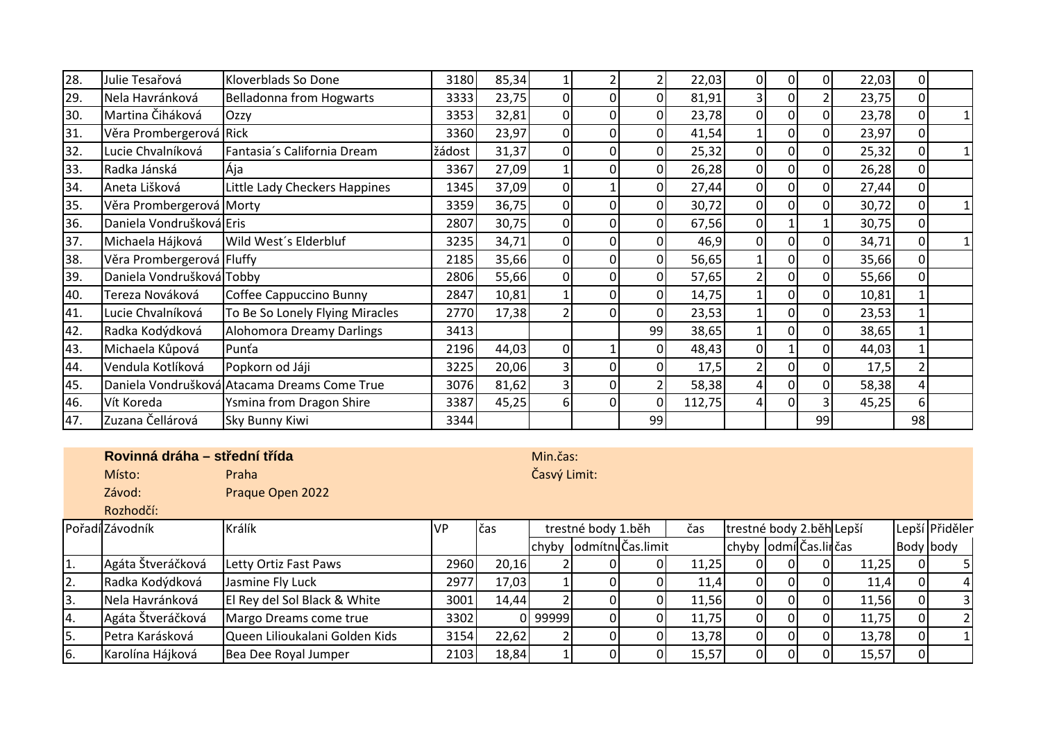| | | | | | | | | | | | | | | |
|---|---|---|---|---|---|---|---|---|---|---|---|---|---|---|
| 28. | Julie Tesařová | Kloverblads So Done | 3180 | 85,34 | 1 | 2 | 2 | 22,03 | 0 | 0 | 0 | 22,03 | 0 | |
| 29. | Nela Havránková | Belladonna from Hogwarts | 3333 | 23,75 | 0 | 0 | 0 | 81,91 | 3 | 0 | 2 | 23,75 | 0 | |
| 30. | Martina Čiháková | Ozzy | 3353 | 32,81 | 0 | 0 | 0 | 23,78 | 0 | 0 | 0 | 23,78 | 0 | 1 |
| 31. | Věra Prombergerová | Rick | 3360 | 23,97 | 0 | 0 | 0 | 41,54 | 1 | 0 | 0 | 23,97 | 0 | |
| 32. | Lucie Chvalníková | Fantasia´s California Dream | žádost | 31,37 | 0 | 0 | 0 | 25,32 | 0 | 0 | 0 | 25,32 | 0 | 1 |
| 33. | Radka Jánská | Ája | 3367 | 27,09 | 1 | 0 | 0 | 26,28 | 0 | 0 | 0 | 26,28 | 0 | |
| 34. | Aneta Lišková | Little Lady Checkers Happines | 1345 | 37,09 | 0 | 1 | 0 | 27,44 | 0 | 0 | 0 | 27,44 | 0 | |
| 35. | Věra Prombergerová | Morty | 3359 | 36,75 | 0 | 0 | 0 | 30,72 | 0 | 0 | 0 | 30,72 | 0 | 1 |
| 36. | Daniela Vondrušková | Eris | 2807 | 30,75 | 0 | 0 | 0 | 67,56 | 0 | 1 | 1 | 30,75 | 0 | |
| 37. | Michaela Hájková | Wild West´s Elderbluf | 3235 | 34,71 | 0 | 0 | 0 | 46,9 | 0 | 0 | 0 | 34,71 | 0 | 1 |
| 38. | Věra Prombergerová | Fluffy | 2185 | 35,66 | 0 | 0 | 0 | 56,65 | 1 | 0 | 0 | 35,66 | 0 | |
| 39. | Daniela Vondrušková | Tobby | 2806 | 55,66 | 0 | 0 | 0 | 57,65 | 2 | 0 | 0 | 55,66 | 0 | |
| 40. | Tereza Nováková | Coffee Cappuccino Bunny | 2847 | 10,81 | 1 | 0 | 0 | 14,75 | 1 | 0 | 0 | 10,81 | 1 | |
| 41. | Lucie Chvalníková | To Be So Lonely Flying Miracles | 2770 | 17,38 | 2 | 0 | 0 | 23,53 | 1 | 0 | 0 | 23,53 | 1 | |
| 42. | Radka Kodýdková | Alohomora Dreamy Darlings | 3413 | | | | 99 | 38,65 | 1 | 0 | 0 | 38,65 | 1 | |
| 43. | Michaela Kůpová | Punťa | 2196 | 44,03 | 0 | 1 | 0 | 48,43 | 0 | 1 | 0 | 44,03 | 1 | |
| 44. | Vendula Kotlíková | Popkorn od Jáji | 3225 | 20,06 | 3 | 0 | 0 | 17,5 | 2 | 0 | 0 | 17,5 | 2 | |
| 45. | Daniela Vondrušková | Atacama Dreams Come True | 3076 | 81,62 | 3 | 0 | 2 | 58,38 | 4 | 0 | 0 | 58,38 | 4 | |
| 46. | Vít Koreda | Ysmina from Dragon Shire | 3387 | 45,25 | 6 | 0 | 0 | 112,75 | 4 | 0 | 3 | 45,25 | 6 | |
| 47. | Zuzana Čellárová | Sky Bunny Kiwi | 3344 | | | | 99 | | | | 99 | | 98 | |

**Rovinná dráha – střední třída**

Místo: Praha

Závod: Praque Open 2022

Rozhodčí:

Min.čas:

Časvý Limit:

| Pořadí | Závodník | Králík | VP | čas | trestné body 1.běh | | | čas | trestné body 2.běh | | | Lepší | Lepší | Přiděler |
|---|---|---|---|---|---|---|---|---|---|---|---|---|---|---|
| | | | | | chyby | odmítnu | Čas.limit | | chyby | odmí | Čas.lir | čas | Body | body |
| 1. | Agáta Štveráčková | Letty Ortiz Fast Paws | 2960 | 20,16 | 2 | 0 | 0 | 11,25 | 0 | 0 | 0 | 11,25 | 0 | 5 |
| 2. | Radka Kodýdková | Jasmine Fly Luck | 2977 | 17,03 | 1 | 0 | 0 | 11,4 | 0 | 0 | 0 | 11,4 | 0 | 4 |
| 3. | Nela Havránková | El Rey del Sol Black & White | 3001 | 14,44 | 2 | 0 | 0 | 11,56 | 0 | 0 | 0 | 11,56 | 0 | 3 |
| 4. | Agáta Štveráčková | Margo Dreams come true | 3302 | 0 | 99999 | 0 | 0 | 11,75 | 0 | 0 | 0 | 11,75 | 0 | 2 |
| 5. | Petra Karásková | Queen Lilioukalani Golden Kids | 3154 | 22,62 | 2 | 0 | 0 | 13,78 | 0 | 0 | 0 | 13,78 | 0 | 1 |
| 6. | Karolína Hájková | Bea Dee Royal Jumper | 2103 | 18,84 | 1 | 0 | 0 | 15,57 | 0 | 0 | 0 | 15,57 | 0 | |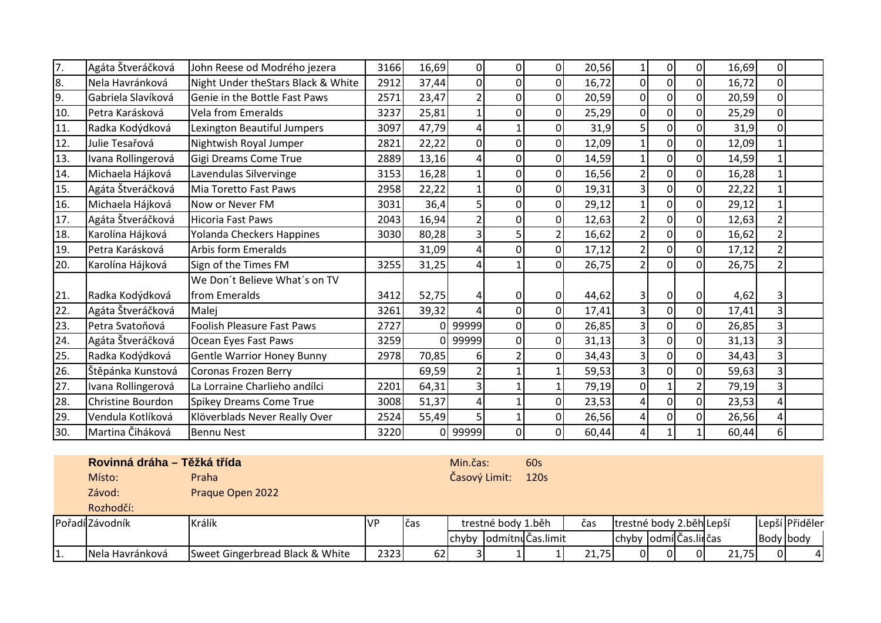| | | | | | | | | | | | | | | |
|---|---|---|---|---|---|---|---|---|---|---|---|---|---|---|
| 7. | Agáta Štveráčková | John Reese od Modrého jezera | 3166 | 16,69 | 0 | 0 | 0 | 20,56 | 1 | 0 | 0 | 16,69 | 0 | |
| 8. | Nela Havránková | Night Under theStars Black & White | 2912 | 37,44 | 0 | 0 | 0 | 16,72 | 0 | 0 | 0 | 16,72 | 0 | |
| 9. | Gabriela Slavíková | Genie in the Bottle Fast Paws | 2571 | 23,47 | 2 | 0 | 0 | 20,59 | 0 | 0 | 0 | 20,59 | 0 | |
| 10. | Petra Karásková | Vela from Emeralds | 3237 | 25,81 | 1 | 0 | 0 | 25,29 | 0 | 0 | 0 | 25,29 | 0 | |
| 11. | Radka Kodýdková | Lexington Beautiful Jumpers | 3097 | 47,79 | 4 | 1 | 0 | 31,9 | 5 | 0 | 0 | 31,9 | 0 | |
| 12. | Julie Tesařová | Nightwish Royal Jumper | 2821 | 22,22 | 0 | 0 | 0 | 12,09 | 1 | 0 | 0 | 12,09 | 1 | |
| 13. | Ivana Rollingerová | Gigi Dreams Come True | 2889 | 13,16 | 4 | 0 | 0 | 14,59 | 1 | 0 | 0 | 14,59 | 1 | |
| 14. | Michaela Hájková | Lavendulas Silvervinge | 3153 | 16,28 | 1 | 0 | 0 | 16,56 | 2 | 0 | 0 | 16,28 | 1 | |
| 15. | Agáta Štveráčková | Mia Toretto Fast Paws | 2958 | 22,22 | 1 | 0 | 0 | 19,31 | 3 | 0 | 0 | 22,22 | 1 | |
| 16. | Michaela Hájková | Now or Never FM | 3031 | 36,4 | 5 | 0 | 0 | 29,12 | 1 | 0 | 0 | 29,12 | 1 | |
| 17. | Agáta Štveráčková | Hicoria Fast Paws | 2043 | 16,94 | 2 | 0 | 0 | 12,63 | 2 | 0 | 0 | 12,63 | 2 | |
| 18. | Karolína Hájková | Yolanda Checkers Happines | 3030 | 80,28 | 3 | 5 | 2 | 16,62 | 2 | 0 | 0 | 16,62 | 2 | |
| 19. | Petra Karásková | Arbis form Emeralds | | 31,09 | 4 | 0 | 0 | 17,12 | 2 | 0 | 0 | 17,12 | 2 | |
| 20. | Karolína Hájková | Sign of the Times FM | 3255 | 31,25 | 4 | 1 | 0 | 26,75 | 2 | 0 | 0 | 26,75 | 2 | |
| 21. | Radka Kodýdková | We Don´t Believe What´s on TV from Emeralds | 3412 | 52,75 | 4 | 0 | 0 | 44,62 | 3 | 0 | 0 | 4,62 | 3 | |
| 22. | Agáta Štveráčková | Malej | 3261 | 39,32 | 4 | 0 | 0 | 17,41 | 3 | 0 | 0 | 17,41 | 3 | |
| 23. | Petra Svatoňová | Foolish Pleasure Fast Paws | 2727 | 0 | 99999 | 0 | 0 | 26,85 | 3 | 0 | 0 | 26,85 | 3 | |
| 24. | Agáta Štveráčková | Ocean Eyes Fast Paws | 3259 | 0 | 99999 | 0 | 0 | 31,13 | 3 | 0 | 0 | 31,13 | 3 | |
| 25. | Radka Kodýdková | Gentle Warrior Honey Bunny | 2978 | 70,85 | 6 | 2 | 0 | 34,43 | 3 | 0 | 0 | 34,43 | 3 | |
| 26. | Štěpánka Kunstová | Coronas Frozen Berry | | 69,59 | 2 | 1 | 1 | 59,53 | 3 | 0 | 0 | 59,63 | 3 | |
| 27. | Ivana Rollingerová | La Lorraine Charlieho andílci | 2201 | 64,31 | 3 | 1 | 1 | 79,19 | 0 | 1 | 2 | 79,19 | 3 | |
| 28. | Christine Bourdon | Spikey Dreams Come True | 3008 | 51,37 | 4 | 1 | 0 | 23,53 | 4 | 0 | 0 | 23,53 | 4 | |
| 29. | Vendula Kotlíková | Klöverblads Never Really Over | 2524 | 55,49 | 5 | 1 | 0 | 26,56 | 4 | 0 | 0 | 26,56 | 4 | |
| 30. | Martina Čiháková | Bennu Nest | 3220 | 0 | 99999 | 0 | 0 | 60,44 | 4 | 1 | 1 | 60,44 | 6 | |

**Rovinná dráha – Těžká třída**

Místo: Praha

Závod: Praque Open 2022

Rozhodčí:

Min.čas: 60s

Časový Limit: 120s

| Pořadí | Závodník | Králík | VP | čas | trestné body 1.běh | | | čas | trestné body 2.běh | | | Lepší | Lepší | Přiděler |
|---|---|---|---|---|---|---|---|---|---|---|---|---|---|---|
| | | | | | chyby | odmítnu | Čas.limit | | chyby | odmí | Čas.li | čas | Body | body |
| 1. | Nela Havránková | Sweet Gingerbread Black & White | 2323 | 62 | 3 | 1 | 1 | 21,75 | 0 | 0 | 0 | 21,75 | 0 | 4 |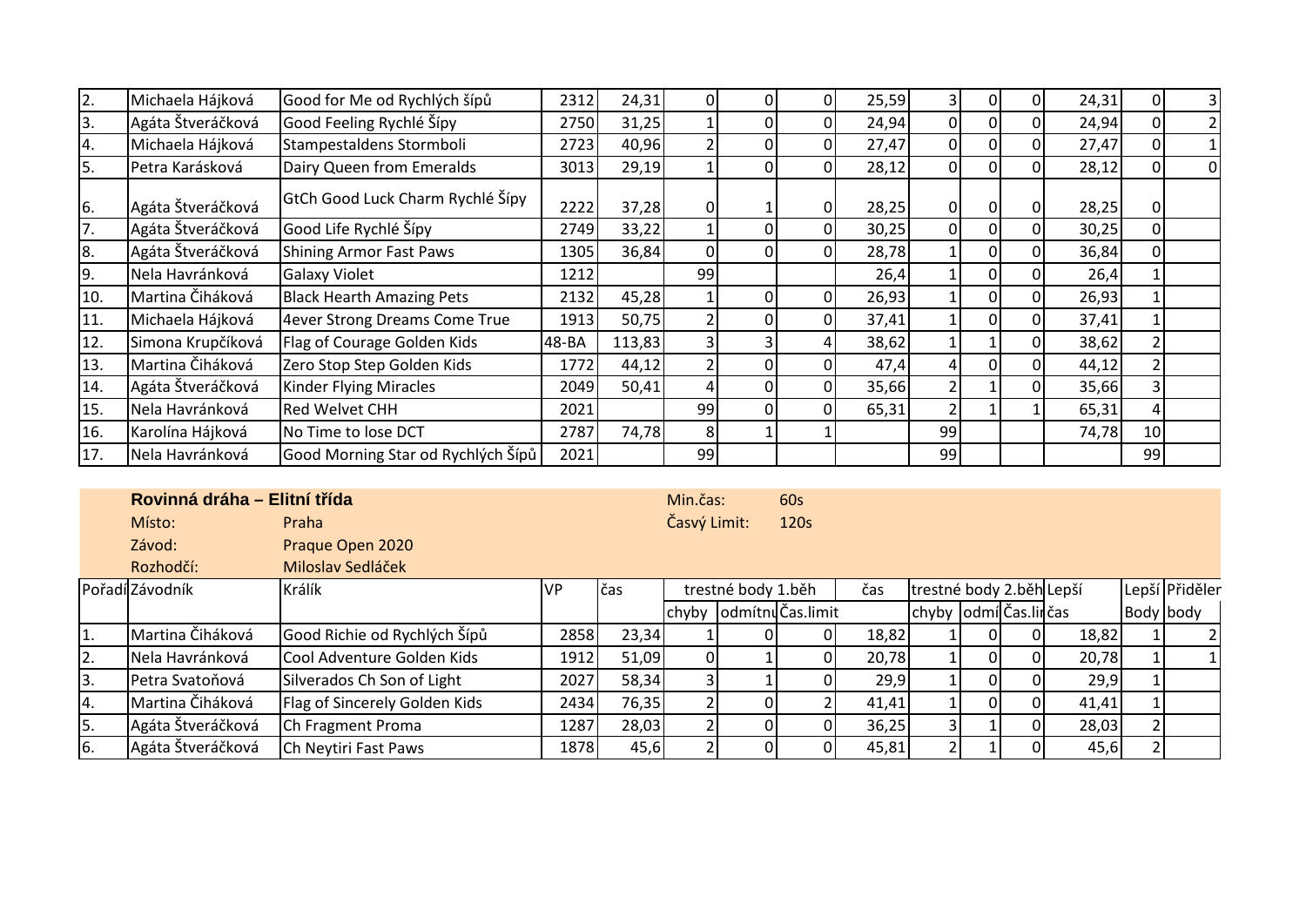| | | | | | | | | | | | | | | |
|---|---|---|---|---|---|---|---|---|---|---|---|---|---|---|
| 2. | Michaela Hájková | Good for Me od Rychlých šípů | 2312 | 24,31 | 0 | 0 | 0 | 25,59 | 3 | 0 | 0 | 24,31 | 0 | 3 |
| 3. | Agáta Štveráčková | Good Feeling Rychlé Šípy | 2750 | 31,25 | 1 | 0 | 0 | 24,94 | 0 | 0 | 0 | 24,94 | 0 | 2 |
| 4. | Michaela Hájková | Stampestaldens Stormboli | 2723 | 40,96 | 2 | 0 | 0 | 27,47 | 0 | 0 | 0 | 27,47 | 0 | 1 |
| 5. | Petra Karásková | Dairy Queen from Emeralds | 3013 | 29,19 | 1 | 0 | 0 | 28,12 | 0 | 0 | 0 | 28,12 | 0 | 0 |
| 6. | Agáta Štveráčková | GtCh Good Luck Charm Rychlé Šípy | 2222 | 37,28 | 0 | 1 | 0 | 28,25 | 0 | 0 | 0 | 28,25 | 0 | |
| 7. | Agáta Štveráčková | Good Life Rychlé Šípy | 2749 | 33,22 | 1 | 0 | 0 | 30,25 | 0 | 0 | 0 | 30,25 | 0 | |
| 8. | Agáta Štveráčková | Shining Armor Fast Paws | 1305 | 36,84 | 0 | 0 | 0 | 28,78 | 1 | 0 | 0 | 36,84 | 0 | |
| 9. | Nela Havránková | Galaxy Violet | 1212 | | 99 | | | 26,4 | 1 | 0 | 0 | 26,4 | 1 | |
| 10. | Martina Čiháková | Black Hearth Amazing Pets | 2132 | 45,28 | 1 | 0 | 0 | 26,93 | 1 | 0 | 0 | 26,93 | 1 | |
| 11. | Michaela Hájková | 4ever Strong Dreams Come True | 1913 | 50,75 | 2 | 0 | 0 | 37,41 | 1 | 0 | 0 | 37,41 | 1 | |
| 12. | Simona Krupčíková | Flag of Courage Golden Kids | 48-BA | 113,83 | 3 | 3 | 4 | 38,62 | 1 | 1 | 0 | 38,62 | 2 | |
| 13. | Martina Čiháková | Zero Stop Step Golden Kids | 1772 | 44,12 | 2 | 0 | 0 | 47,4 | 4 | 0 | 0 | 44,12 | 2 | |
| 14. | Agáta Štveráčková | Kinder Flying Miracles | 2049 | 50,41 | 4 | 0 | 0 | 35,66 | 2 | 1 | 0 | 35,66 | 3 | |
| 15. | Nela Havránková | Red Welvet CHH | 2021 | | 99 | 0 | 0 | 65,31 | 2 | 1 | 1 | 65,31 | 4 | |
| 16. | Karolína Hájková | No Time to lose DCT | 2787 | 74,78 | 8 | 1 | 1 | | 99 | | | 74,78 | 10 | |
| 17. | Nela Havránková | Good Morning Star od Rychlých Šípů | 2021 | | 99 | | | | 99 | | | | 99 | |

**Rovinná dráha – Elitní třída**

Místo: Praha — Min.čas: 60s

Závod: Praque Open 2020 — Časvý Limit: 120s

Rozhodčí: Miloslav Sedláček

| Pořadí | Závodník | Králík | VP | čas | trestné body 1.běh | | | čas | trestné body 2.běh | | | Lepší | Lepší | Přiděler |
|---|---|---|---|---|---|---|---|---|---|---|---|---|---|---|
| | | | | | chyby | odmítnu | Čas.limit | | chyby | odmí | Čas.li | čas | Body | body |
| 1. | Martina Čiháková | Good Richie od Rychlých Šípů | 2858 | 23,34 | 1 | 0 | 0 | 18,82 | 1 | 0 | 0 | 18,82 | 1 | 2 |
| 2. | Nela Havránková | Cool Adventure Golden Kids | 1912 | 51,09 | 0 | 1 | 0 | 20,78 | 1 | 0 | 0 | 20,78 | 1 | 1 |
| 3. | Petra Svatoňová | Silverados Ch Son of Light | 2027 | 58,34 | 3 | 1 | 0 | 29,9 | 1 | 0 | 0 | 29,9 | 1 | |
| 4. | Martina Čiháková | Flag of Sincerely Golden Kids | 2434 | 76,35 | 2 | 0 | 2 | 41,41 | 1 | 0 | 0 | 41,41 | 1 | |
| 5. | Agáta Štveráčková | Ch Fragment Proma | 1287 | 28,03 | 2 | 0 | 0 | 36,25 | 3 | 1 | 0 | 28,03 | 2 | |
| 6. | Agáta Štveráčková | Ch Neytiri Fast Paws | 1878 | 45,6 | 2 | 0 | 0 | 45,81 | 2 | 1 | 0 | 45,6 | 2 | |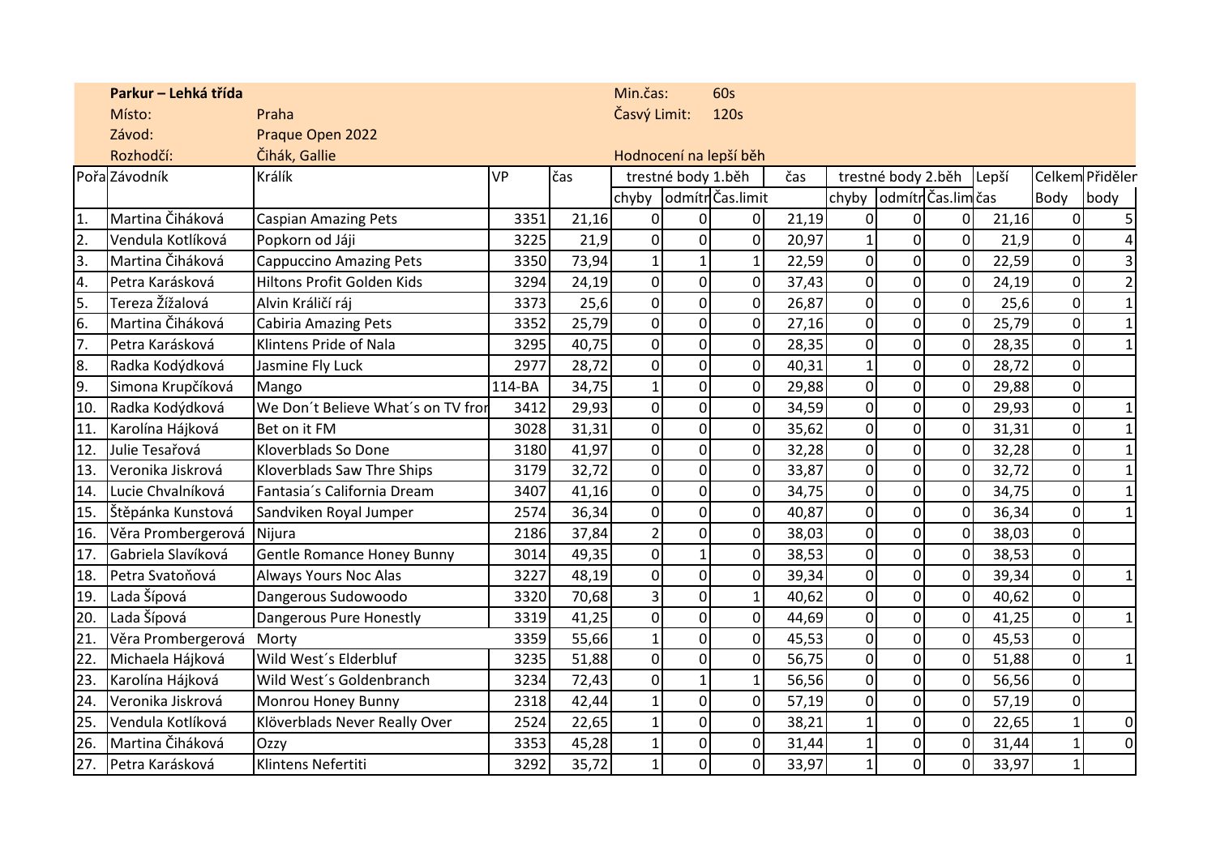| | Parkur – Lehká třída | | | | Min.čas: | 60s | | | | | | | | |
|---|---|---|---|---|---|---|---|---|---|---|---|---|---|---|
| | Místo: | Praha | | | Časvý Limit: | 120s | | | | | | | | |
| | Závod: | Praque Open 2022 | | | | | | | | | | | | |
| | Rozhodčí: | Čihák, Gallie | | | Hodnocení na lepší běh | | | | | | | | | |
| Pořa | Závodník | Králík | VP | čas | trestné body 1.běh | | | čas | trestné body 2.běh | | | Lepší | Celkem | Přiděler |
| | | | | | chyby | odmítn | Čas.limit | | chyby | odmítn | Čas.lim | čas | Body | body |
| 1. | Martina Čiháková | Caspian Amazing Pets | 3351 | 21,16 | 0 | 0 | 0 | 21,19 | 0 | 0 | 0 | 21,16 | 0 | 5 |
| 2. | Vendula Kotlíková | Popkorn od Jáji | 3225 | 21,9 | 0 | 0 | 0 | 20,97 | 1 | 0 | 0 | 21,9 | 0 | 4 |
| 3. | Martina Čiháková | Cappuccino Amazing Pets | 3350 | 73,94 | 1 | 1 | 1 | 22,59 | 0 | 0 | 0 | 22,59 | 0 | 3 |
| 4. | Petra Karásková | Hiltons Profit Golden Kids | 3294 | 24,19 | 0 | 0 | 0 | 37,43 | 0 | 0 | 0 | 24,19 | 0 | 2 |
| 5. | Tereza Žížalová | Alvin Králičí ráj | 3373 | 25,6 | 0 | 0 | 0 | 26,87 | 0 | 0 | 0 | 25,6 | 0 | 1 |
| 6. | Martina Čiháková | Cabiria Amazing Pets | 3352 | 25,79 | 0 | 0 | 0 | 27,16 | 0 | 0 | 0 | 25,79 | 0 | 1 |
| 7. | Petra Karásková | Klintens Pride of Nala | 3295 | 40,75 | 0 | 0 | 0 | 28,35 | 0 | 0 | 0 | 28,35 | 0 | 1 |
| 8. | Radka Kodýdková | Jasmine Fly Luck | 2977 | 28,72 | 0 | 0 | 0 | 40,31 | 1 | 0 | 0 | 28,72 | 0 | |
| 9. | Simona Krupčíková | Mango | 114-BA | 34,75 | 1 | 0 | 0 | 29,88 | 0 | 0 | 0 | 29,88 | 0 | |
| 10. | Radka Kodýdková | We Don´t Believe What´s on TV fror | 3412 | 29,93 | 0 | 0 | 0 | 34,59 | 0 | 0 | 0 | 29,93 | 0 | 1 |
| 11. | Karolína Hájková | Bet on it FM | 3028 | 31,31 | 0 | 0 | 0 | 35,62 | 0 | 0 | 0 | 31,31 | 0 | 1 |
| 12. | Julie Tesařová | Kloverblads So Done | 3180 | 41,97 | 0 | 0 | 0 | 32,28 | 0 | 0 | 0 | 32,28 | 0 | 1 |
| 13. | Veronika Jiskrová | Kloverblads Saw Thre Ships | 3179 | 32,72 | 0 | 0 | 0 | 33,87 | 0 | 0 | 0 | 32,72 | 0 | 1 |
| 14. | Lucie Chvalníková | Fantasia´s California Dream | 3407 | 41,16 | 0 | 0 | 0 | 34,75 | 0 | 0 | 0 | 34,75 | 0 | 1 |
| 15. | Štěpánka Kunstová | Sandviken Royal Jumper | 2574 | 36,34 | 0 | 0 | 0 | 40,87 | 0 | 0 | 0 | 36,34 | 0 | 1 |
| 16. | Věra Prombergerová | Nijura | 2186 | 37,84 | 2 | 0 | 0 | 38,03 | 0 | 0 | 0 | 38,03 | 0 | |
| 17. | Gabriela Slavíková | Gentle Romance Honey Bunny | 3014 | 49,35 | 0 | 1 | 0 | 38,53 | 0 | 0 | 0 | 38,53 | 0 | |
| 18. | Petra Svatoňová | Always Yours Noc Alas | 3227 | 48,19 | 0 | 0 | 0 | 39,34 | 0 | 0 | 0 | 39,34 | 0 | 1 |
| 19. | Lada Šípová | Dangerous Sudowoodo | 3320 | 70,68 | 3 | 0 | 1 | 40,62 | 0 | 0 | 0 | 40,62 | 0 | |
| 20. | Lada Šípová | Dangerous Pure Honestly | 3319 | 41,25 | 0 | 0 | 0 | 44,69 | 0 | 0 | 0 | 41,25 | 0 | 1 |
| 21. | Věra Prombergerová | Morty | 3359 | 55,66 | 1 | 0 | 0 | 45,53 | 0 | 0 | 0 | 45,53 | 0 | |
| 22. | Michaela Hájková | Wild West´s Elderbluf | 3235 | 51,88 | 0 | 0 | 0 | 56,75 | 0 | 0 | 0 | 51,88 | 0 | 1 |
| 23. | Karolína Hájková | Wild West´s Goldenbranch | 3234 | 72,43 | 0 | 1 | 1 | 56,56 | 0 | 0 | 0 | 56,56 | 0 | |
| 24. | Veronika Jiskrová | Monrou Honey Bunny | 2318 | 42,44 | 1 | 0 | 0 | 57,19 | 0 | 0 | 0 | 57,19 | 0 | |
| 25. | Vendula Kotlíková | Klöverblads Never Really Over | 2524 | 22,65 | 1 | 0 | 0 | 38,21 | 1 | 0 | 0 | 22,65 | 1 | 0 |
| 26. | Martina Čiháková | Ozzy | 3353 | 45,28 | 1 | 0 | 0 | 31,44 | 1 | 0 | 0 | 31,44 | 1 | 0 |
| 27. | Petra Karásková | Klintens Nefertiti | 3292 | 35,72 | 1 | 0 | 0 | 33,97 | 1 | 0 | 0 | 33,97 | 1 | |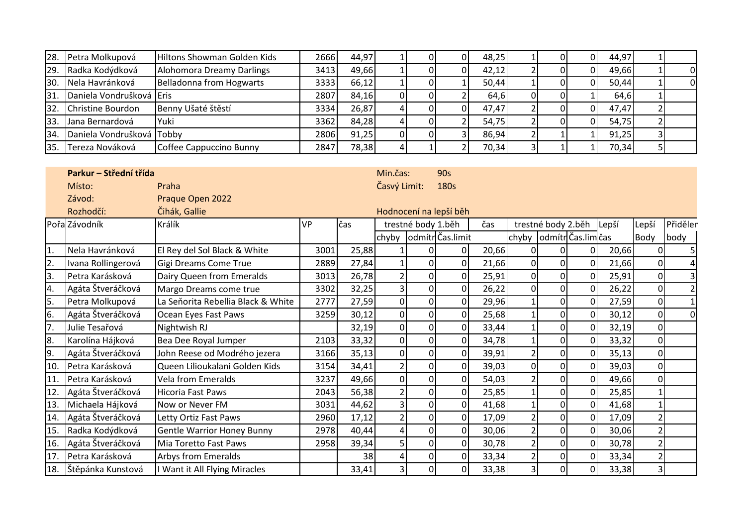| | | | | | | | | | | | | | | |
|---|---|---|---|---|---|---|---|---|---|---|---|---|---|---|
| 28. | Petra Molkupová | Hiltons Showman Golden Kids | 2666 | 44,97 | 1 | 0 | 0 | 48,25 | 1 | 0 | 0 | 44,97 | 1 | |
| 29. | Radka Kodýdková | Alohomora Dreamy Darlings | 3413 | 49,66 | 1 | 0 | 0 | 42,12 | 2 | 0 | 0 | 49,66 | 1 | 0 |
| 30. | Nela Havránková | Belladonna from Hogwarts | 3333 | 66,12 | 1 | 0 | 1 | 50,44 | 1 | 0 | 0 | 50,44 | 1 | 0 |
| 31. | Daniela Vondrušková | Eris | 2807 | 84,16 | 0 | 0 | 2 | 64,6 | 0 | 0 | 1 | 64,6 | 1 | |
| 32. | Christine Bourdon | Benny Ušaté štěstí | 3334 | 26,87 | 4 | 0 | 0 | 47,47 | 2 | 0 | 0 | 47,47 | 2 | |
| 33. | Jana Bernardová | Yuki | 3362 | 84,28 | 4 | 0 | 2 | 54,75 | 2 | 0 | 0 | 54,75 | 2 | |
| 34. | Daniela Vondrušková | Tobby | 2806 | 91,25 | 0 | 0 | 3 | 86,94 | 2 | 1 | 1 | 91,25 | 3 | |
| 35. | Tereza Nováková | Coffee Cappuccino Bunny | 2847 | 78,38 | 4 | 1 | 2 | 70,34 | 3 | 1 | 1 | 70,34 | 5 | |

**Parkur – Střední třída**

Místo: Praha

Závod: Praque Open 2022

Rozhodčí: Čihák, Gallie

Min.čas: 90s

Časový Limit: 180s

Hodnocení na lepší běh

| Pořa | Závodník | Králík | VP | čas | trestné body 1.běh | | | čas | trestné body 2.běh | | | Lepší | Lepší | Přiděler |
|---|---|---|---|---|---|---|---|---|---|---|---|---|---|---|
| | | | | | chyby | odmítr | Čas.limit | | chyby | odmítr | Čas.lim | čas | Body | body |
| 1. | Nela Havránková | El Rey del Sol Black & White | 3001 | 25,88 | 1 | 0 | 0 | 20,66 | 0 | 0 | 0 | 20,66 | 0 | 5 |
| 2. | Ivana Rollingerová | Gigi Dreams Come True | 2889 | 27,84 | 1 | 0 | 0 | 21,66 | 0 | 0 | 0 | 21,66 | 0 | 4 |
| 3. | Petra Karásková | Dairy Queen from Emeralds | 3013 | 26,78 | 2 | 0 | 0 | 25,91 | 0 | 0 | 0 | 25,91 | 0 | 3 |
| 4. | Agáta Štveráčková | Margo Dreams come true | 3302 | 32,25 | 3 | 0 | 0 | 26,22 | 0 | 0 | 0 | 26,22 | 0 | 2 |
| 5. | Petra Molkupová | La Seňorita Rebellia Black & White | 2777 | 27,59 | 0 | 0 | 0 | 29,96 | 1 | 0 | 0 | 27,59 | 0 | 1 |
| 6. | Agáta Štveráčková | Ocean Eyes Fast Paws | 3259 | 30,12 | 0 | 0 | 0 | 25,68 | 1 | 0 | 0 | 30,12 | 0 | 0 |
| 7. | Julie Tesařová | Nightwish RJ | | 32,19 | 0 | 0 | 0 | 33,44 | 1 | 0 | 0 | 32,19 | 0 | |
| 8. | Karolína Hájková | Bea Dee Royal Jumper | 2103 | 33,32 | 0 | 0 | 0 | 34,78 | 1 | 0 | 0 | 33,32 | 0 | |
| 9. | Agáta Štveráčková | John Reese od Modrého jezera | 3166 | 35,13 | 0 | 0 | 0 | 39,91 | 2 | 0 | 0 | 35,13 | 0 | |
| 10. | Petra Karásková | Queen Lilioukalani Golden Kids | 3154 | 34,41 | 2 | 0 | 0 | 39,03 | 0 | 0 | 0 | 39,03 | 0 | |
| 11. | Petra Karásková | Vela from Emeralds | 3237 | 49,66 | 0 | 0 | 0 | 54,03 | 2 | 0 | 0 | 49,66 | 0 | |
| 12. | Agáta Štveráčková | Hicoria Fast Paws | 2043 | 56,38 | 2 | 0 | 0 | 25,85 | 1 | 0 | 0 | 25,85 | 1 | |
| 13. | Michaela Hájková | Now or Never FM | 3031 | 44,62 | 3 | 0 | 0 | 41,68 | 1 | 0 | 0 | 41,68 | 1 | |
| 14. | Agáta Štveráčková | Letty Ortiz Fast Paws | 2960 | 17,12 | 2 | 0 | 0 | 17,09 | 2 | 0 | 0 | 17,09 | 2 | |
| 15. | Radka Kodýdková | Gentle Warrior Honey Bunny | 2978 | 40,44 | 4 | 0 | 0 | 30,06 | 2 | 0 | 0 | 30,06 | 2 | |
| 16. | Agáta Štveráčková | Mia Toretto Fast Paws | 2958 | 39,34 | 5 | 0 | 0 | 30,78 | 2 | 0 | 0 | 30,78 | 2 | |
| 17. | Petra Karásková | Arbys from Emeralds | | 38 | 4 | 0 | 0 | 33,34 | 2 | 0 | 0 | 33,34 | 2 | |
| 18. | Štěpánka Kunstová | I Want it All Flying Miracles | | 33,41 | 3 | 0 | 0 | 33,38 | 3 | 0 | 0 | 33,38 | 3 | |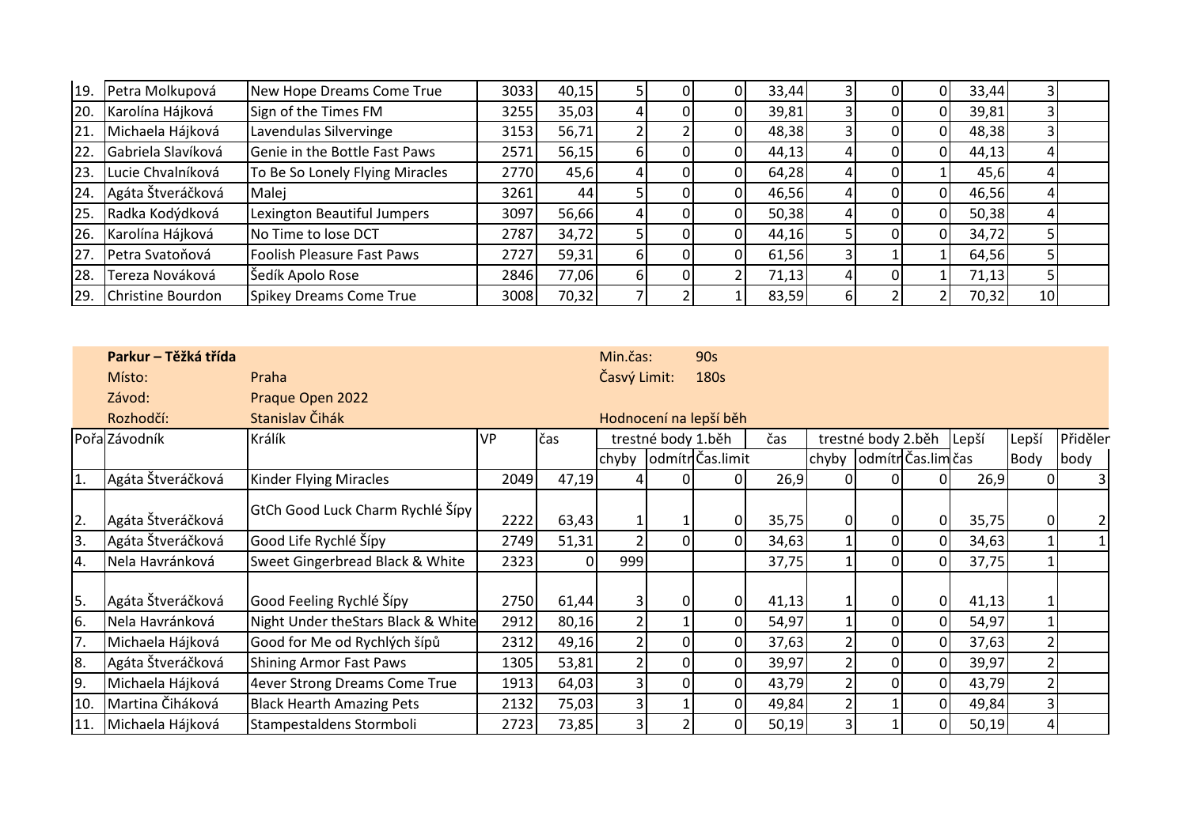| | | | | | | | | | | | | | | | |
|---|---|---|---|---|---|---|---|---|---|---|---|---|---|---|---|
| 19. | Petra Molkupová | New Hope Dreams Come True | 3033 | 40,15 | 5 | 0 | 0 | 33,44 | 3 | 0 | 0 | 33,44 | 3 | |
| 20. | Karolína Hájková | Sign of the Times FM | 3255 | 35,03 | 4 | 0 | 0 | 39,81 | 3 | 0 | 0 | 39,81 | 3 | |
| 21. | Michaela Hájková | Lavendulas Silvervinge | 3153 | 56,71 | 2 | 2 | 0 | 48,38 | 3 | 0 | 0 | 48,38 | 3 | |
| 22. | Gabriela Slavíková | Genie in the Bottle Fast Paws | 2571 | 56,15 | 6 | 0 | 0 | 44,13 | 4 | 0 | 0 | 44,13 | 4 | |
| 23. | Lucie Chvalníková | To Be So Lonely Flying Miracles | 2770 | 45,6 | 4 | 0 | 0 | 64,28 | 4 | 0 | 1 | 45,6 | 4 | |
| 24. | Agáta Štveráčková | Malej | 3261 | 44 | 5 | 0 | 0 | 46,56 | 4 | 0 | 0 | 46,56 | 4 | |
| 25. | Radka Kodýdková | Lexington Beautiful Jumpers | 3097 | 56,66 | 4 | 0 | 0 | 50,38 | 4 | 0 | 0 | 50,38 | 4 | |
| 26. | Karolína Hájková | No Time to lose DCT | 2787 | 34,72 | 5 | 0 | 0 | 44,16 | 5 | 0 | 0 | 34,72 | 5 | |
| 27. | Petra Svatoňová | Foolish Pleasure Fast Paws | 2727 | 59,31 | 6 | 0 | 0 | 61,56 | 3 | 1 | 1 | 64,56 | 5 | |
| 28. | Tereza Nováková | Šedík Apolo Rose | 2846 | 77,06 | 6 | 0 | 2 | 71,13 | 4 | 0 | 1 | 71,13 | 5 | |
| 29. | Christine Bourdon | Spikey Dreams Come True | 3008 | 70,32 | 7 | 2 | 1 | 83,59 | 6 | 2 | 2 | 70,32 | 10 | |

**Parkur – Těžká třída**

Místo: Praha

Závod: Praque Open 2022

Rozhodčí: Stanislav Čihák

Min.čas: 90s

Časvý Limit: 180s

Hodnocení na lepší běh

| Pořa | Závodník | Králík | VP | čas | trestné body 1.běh | | | čas | trestné body 2.běh | | | Lepší | Lepší | Přiděler |
|---|---|---|---|---|---|---|---|---|---|---|---|---|---|---|
| | | | | | chyby | odmítn | Čas.limit | | chyby | odmítn | Čas.lim | čas | Body | body |
| 1. | Agáta Štveráčková | Kinder Flying Miracles | 2049 | 47,19 | 4 | 0 | 0 | 26,9 | 0 | 0 | 0 | 26,9 | 0 | 3 |
| 2. | Agáta Štveráčková | GtCh Good Luck Charm Rychlé Šípy | 2222 | 63,43 | 1 | 1 | 0 | 35,75 | 0 | 0 | 0 | 35,75 | 0 | 2 |
| 3. | Agáta Štveráčková | Good Life Rychlé Šípy | 2749 | 51,31 | 2 | 0 | 0 | 34,63 | 1 | 0 | 0 | 34,63 | 1 | 1 |
| 4. | Nela Havránková | Sweet Gingerbread Black & White | 2323 | 0 | 999 | | | 37,75 | 1 | 0 | 0 | 37,75 | 1 | |
| 5. | Agáta Štveráčková | Good Feeling Rychlé Šípy | 2750 | 61,44 | 3 | 0 | 0 | 41,13 | 1 | 0 | 0 | 41,13 | 1 | |
| 6. | Nela Havránková | Night Under theStars Black & White | 2912 | 80,16 | 2 | 1 | 0 | 54,97 | 1 | 0 | 0 | 54,97 | 1 | |
| 7. | Michaela Hájková | Good for Me od Rychlých šípů | 2312 | 49,16 | 2 | 0 | 0 | 37,63 | 2 | 0 | 0 | 37,63 | 2 | |
| 8. | Agáta Štveráčková | Shining Armor Fast Paws | 1305 | 53,81 | 2 | 0 | 0 | 39,97 | 2 | 0 | 0 | 39,97 | 2 | |
| 9. | Michaela Hájková | 4ever Strong Dreams Come True | 1913 | 64,03 | 3 | 0 | 0 | 43,79 | 2 | 0 | 0 | 43,79 | 2 | |
| 10. | Martina Čiháková | Black Hearth Amazing Pets | 2132 | 75,03 | 3 | 1 | 0 | 49,84 | 2 | 1 | 0 | 49,84 | 3 | |
| 11. | Michaela Hájková | Stampestaldens Stormboli | 2723 | 73,85 | 3 | 2 | 0 | 50,19 | 3 | 1 | 0 | 50,19 | 4 | |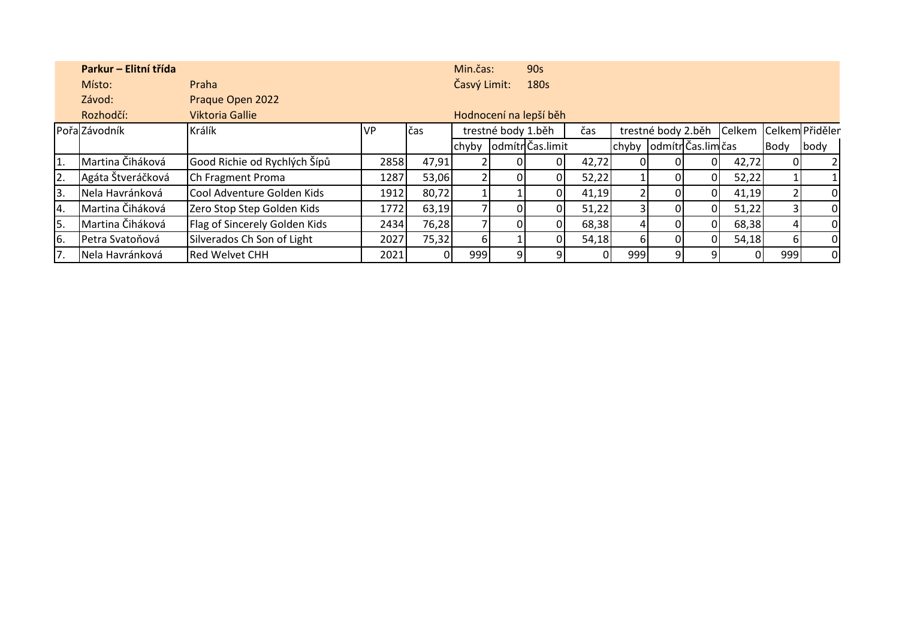**Parkur – Elitní třída**

Místo: Praha

Závod: Praque Open 2022

Rozhodčí: Viktoria Gallie

Min.čas: 90s

Časvý Limit: 180s

Hodnocení na lepší běh

| Pořa | Závodník | Králík | VP | čas | trestné body 1.běh | | | čas | trestné body 2.běh | | | Celkem | Celkem | Přiděler |
|---|---|---|---|---|---|---|---|---|---|---|---|---|---|---|
| | | | | | chyby | odmítn | Čas.limit | | chyby | odmítn | Čas.lim | čas | Body | body |
| 1. | Martina Čiháková | Good Richie od Rychlých Šípů | 2858 | 47,91 | 2 | 0 | 0 | 42,72 | 0 | 0 | 0 | 42,72 | 0 | 2 |
| 2. | Agáta Štveráčková | Ch Fragment Proma | 1287 | 53,06 | 2 | 0 | 0 | 52,22 | 1 | 0 | 0 | 52,22 | 1 | 1 |
| 3. | Nela Havránková | Cool Adventure Golden Kids | 1912 | 80,72 | 1 | 1 | 0 | 41,19 | 2 | 0 | 0 | 41,19 | 2 | 0 |
| 4. | Martina Čiháková | Zero Stop Step Golden Kids | 1772 | 63,19 | 7 | 0 | 0 | 51,22 | 3 | 0 | 0 | 51,22 | 3 | 0 |
| 5. | Martina Čiháková | Flag of Sincerely Golden Kids | 2434 | 76,28 | 7 | 0 | 0 | 68,38 | 4 | 0 | 0 | 68,38 | 4 | 0 |
| 6. | Petra Svatoňová | Silverados Ch Son of Light | 2027 | 75,32 | 6 | 1 | 0 | 54,18 | 6 | 0 | 0 | 54,18 | 6 | 0 |
| 7. | Nela Havránková | Red Welvet CHH | 2021 | 0 | 999 | 9 | 9 | 0 | 999 | 9 | 9 | 0 | 999 | 0 |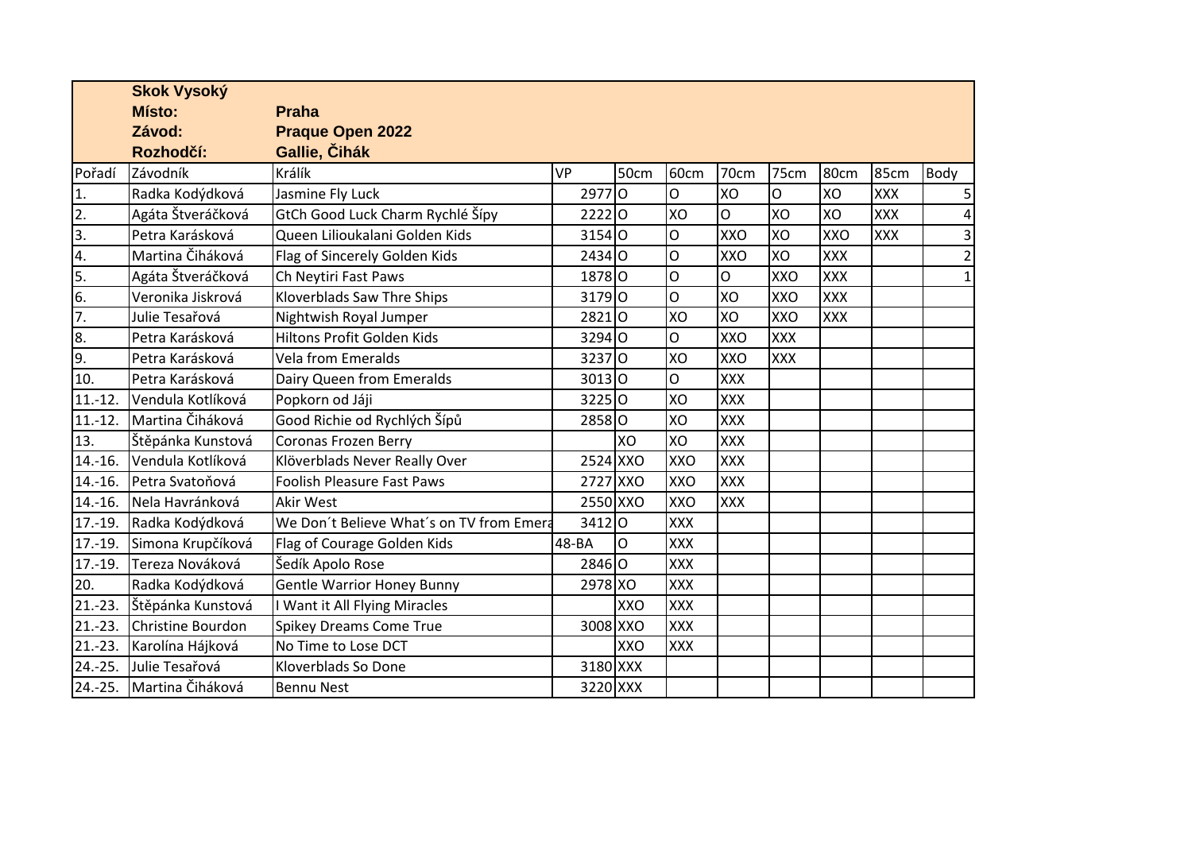| | **Skok Vysoký** | | | | | | | | | | |
|---|---|---|---|---|---|---|---|---|---|---|---|
| | **Místo:** | **Praha** | | | | | | | | | |
| | **Závod:** | **Praque Open 2022** | | | | | | | | | |
| | **Rozhodčí:** | **Gallie, Čihák** | | | | | | | | | |
| Pořadí | Závodník | Králík | VP | 50cm | 60cm | 70cm | 75cm | 80cm | 85cm | Body |
| 1. | Radka Kodýdková | Jasmine Fly Luck | 2977 | O | O | XO | O | XO | XXX | 5 |
| 2. | Agáta Štveráčková | GtCh Good Luck Charm Rychlé Šípy | 2222 | O | XO | O | XO | XO | XXX | 4 |
| 3. | Petra Karásková | Queen Lilioukalani Golden Kids | 3154 | O | O | XXO | XO | XXO | XXX | 3 |
| 4. | Martina Čiháková | Flag of Sincerely Golden Kids | 2434 | O | O | XXO | XO | XXX | | 2 |
| 5. | Agáta Štveráčková | Ch Neytiri Fast Paws | 1878 | O | O | O | XXO | XXX | | 1 |
| 6. | Veronika Jiskrová | Kloverblads Saw Thre Ships | 3179 | O | O | XO | XXO | XXX | | |
| 7. | Julie Tesařová | Nightwish Royal Jumper | 2821 | O | XO | XO | XXO | XXX | | |
| 8. | Petra Karásková | Hiltons Profit Golden Kids | 3294 | O | O | XXO | XXX | | | |
| 9. | Petra Karásková | Vela from Emeralds | 3237 | O | XO | XXO | XXX | | | |
| 10. | Petra Karásková | Dairy Queen from Emeralds | 3013 | O | O | XXX | | | | |
| 11.-12. | Vendula Kotlíková | Popkorn od Jáji | 3225 | O | XO | XXX | | | | |
| 11.-12. | Martina Čiháková | Good Richie od Rychlých Šípů | 2858 | O | XO | XXX | | | | |
| 13. | Štěpánka Kunstová | Coronas Frozen Berry | | XO | XO | XXX | | | | |
| 14.-16. | Vendula Kotlíková | Klöverblads Never Really Over | 2524 | XXO | XXO | XXX | | | | |
| 14.-16. | Petra Svatoňová | Foolish Pleasure Fast Paws | 2727 | XXO | XXO | XXX | | | | |
| 14.-16. | Nela Havránková | Akir West | 2550 | XXO | XXO | XXX | | | | |
| 17.-19. | Radka Kodýdková | We Don´t Believe What´s on TV from Emera | 3412 | O | XXX | | | | | |
| 17.-19. | Simona Krupčíková | Flag of Courage Golden Kids | 48-BA | O | XXX | | | | | |
| 17.-19. | Tereza Nováková | Šedík Apolo Rose | 2846 | O | XXX | | | | | |
| 20. | Radka Kodýdková | Gentle Warrior Honey Bunny | 2978 | XO | XXX | | | | | |
| 21.-23. | Štěpánka Kunstová | I Want it All Flying Miracles | | XXO | XXX | | | | | |
| 21.-23. | Christine Bourdon | Spikey Dreams Come True | 3008 | XXO | XXX | | | | | |
| 21.-23. | Karolína Hájková | No Time to Lose DCT | | XXO | XXX | | | | | |
| 24.-25. | Julie Tesařová | Kloverblads So Done | 3180 | XXX | | | | | | |
| 24.-25. | Martina Čiháková | Bennu Nest | 3220 | XXX | | | | | | |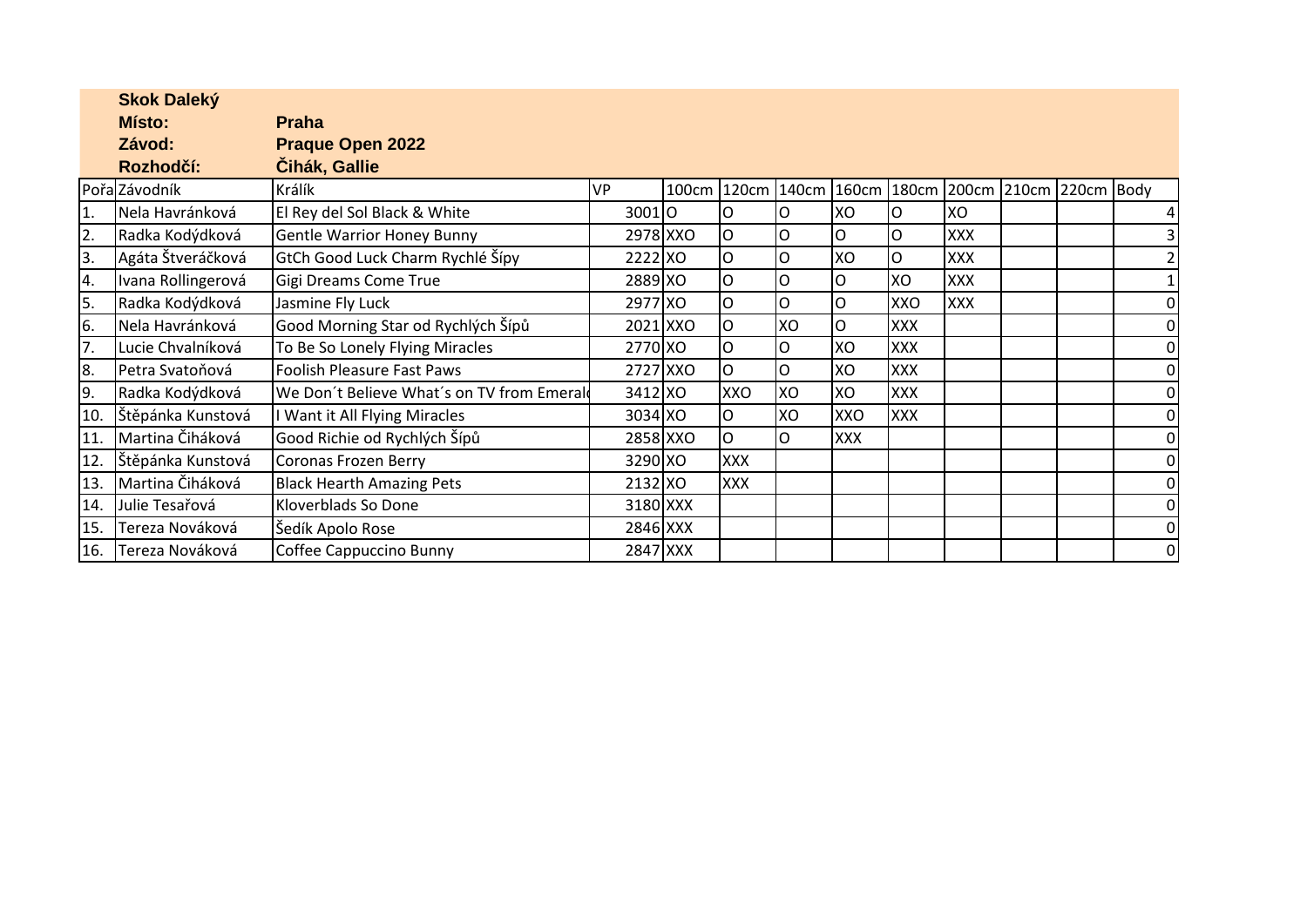**Skok Daleký**

**Místo:** **Praha**

**Závod:** **Praque Open 2022**

**Rozhodčí:** **Čihák, Gallie**

| Pořadí | Závodník | Králík | VP | 100cm | 120cm | 140cm | 160cm | 180cm | 200cm | 210cm | 220cm | Body |
|---|---|---|---|---|---|---|---|---|---|---|---|---|
| 1. | Nela Havránková | El Rey del Sol Black & White | 3001 | O | O | O | XO | O | XO | | | 4 |
| 2. | Radka Kodýdková | Gentle Warrior Honey Bunny | 2978 | XXO | O | O | O | O | XXX | | | 3 |
| 3. | Agáta Štveráčková | GtCh Good Luck Charm Rychlé Šípy | 2222 | XO | O | O | XO | O | XXX | | | 2 |
| 4. | Ivana Rollingerová | Gigi Dreams Come True | 2889 | XO | O | O | O | XO | XXX | | | 1 |
| 5. | Radka Kodýdková | Jasmine Fly Luck | 2977 | XO | O | O | O | XXO | XXX | | | 0 |
| 6. | Nela Havránková | Good Morning Star od Rychlých Šípů | 2021 | XXO | O | XO | O | XXX | | | | 0 |
| 7. | Lucie Chvalníková | To Be So Lonely Flying Miracles | 2770 | XO | O | O | XO | XXX | | | | 0 |
| 8. | Petra Svatoňová | Foolish Pleasure Fast Paws | 2727 | XXO | O | O | XO | XXX | | | | 0 |
| 9. | Radka Kodýdková | We Don´t Believe What´s on TV from Emerald | 3412 | XO | XXO | XO | XO | XXX | | | | 0 |
| 10. | Štěpánka Kunstová | I Want it All Flying Miracles | 3034 | XO | O | XO | XXO | XXX | | | | 0 |
| 11. | Martina Čiháková | Good Richie od Rychlých Šípů | 2858 | XXO | O | O | XXX | | | | | 0 |
| 12. | Štěpánka Kunstová | Coronas Frozen Berry | 3290 | XO | XXX | | | | | | | 0 |
| 13. | Martina Čiháková | Black Hearth Amazing Pets | 2132 | XO | XXX | | | | | | | 0 |
| 14. | Julie Tesařová | Kloverblads So Done | 3180 | XXX | | | | | | | | 0 |
| 15. | Tereza Nováková | Šedík Apolo Rose | 2846 | XXX | | | | | | | | 0 |
| 16. | Tereza Nováková | Coffee Cappuccino Bunny | 2847 | XXX | | | | | | | | 0 |